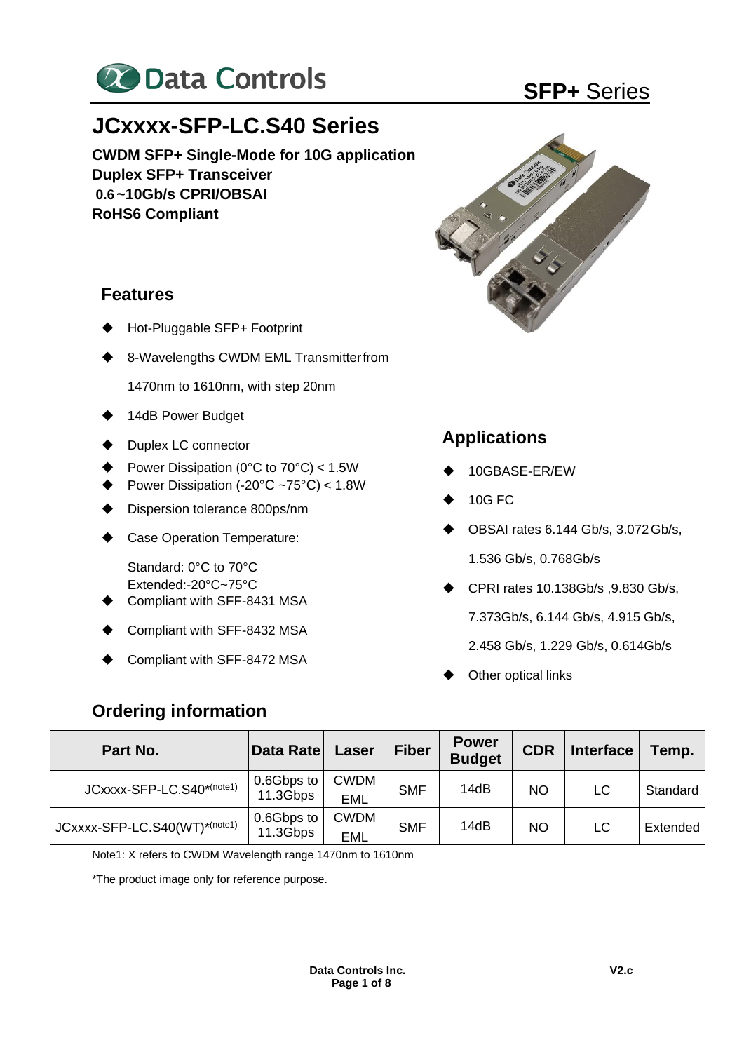Data Controls

SFP+ Series

# JCxxxx-SFP-LC.S40 Series

**CWDM SFP+ Single-Mode for 10G application**
**Duplex SFP+ Transceiver**
**0.6~10Gb/s CPRI/OBSAI**
**RoHS6 Compliant**

## Features

- Hot-Pluggable SFP+ Footprint
- 8-Wavelengths CWDM EML Transmitter from 1470nm to 1610nm, with step 20nm
- 14dB Power Budget
- Duplex LC connector
- Power Dissipation (0°C to 70°C) < 1.5W
- Power Dissipation (-20°C ~75°C) < 1.8W
- Dispersion tolerance 800ps/nm
- Case Operation Temperature:

  Standard: 0°C to 70°C
  Extended:-20°C~75°C
- Compliant with SFF-8431 MSA
- Compliant with SFF-8432 MSA
- Compliant with SFF-8472 MSA

## Applications

- 10GBASE-ER/EW
- 10G FC
- OBSAI rates 6.144 Gb/s, 3.072 Gb/s, 1.536 Gb/s, 0.768Gb/s
- CPRI rates 10.138Gb/s ,9.830 Gb/s, 7.373Gb/s, 6.144 Gb/s, 4.915 Gb/s, 2.458 Gb/s, 1.229 Gb/s, 0.614Gb/s
- Other optical links

## Ordering information

| Part No. | Data Rate | Laser | Fiber | Power Budget | CDR | Interface | Temp. |
|---|---|---|---|---|---|---|---|
| JCxxxx-SFP-LC.S40*(note1) | 0.6Gbps to 11.3Gbps | CWDM EML | SMF | 14dB | NO | LC | Standard |
| JCxxxx-SFP-LC.S40(WT)*(note1) | 0.6Gbps to 11.3Gbps | CWDM EML | SMF | 14dB | NO | LC | Extended |

Note1: X refers to CWDM Wavelength range 1470nm to 1610nm

*The product image only for reference purpose.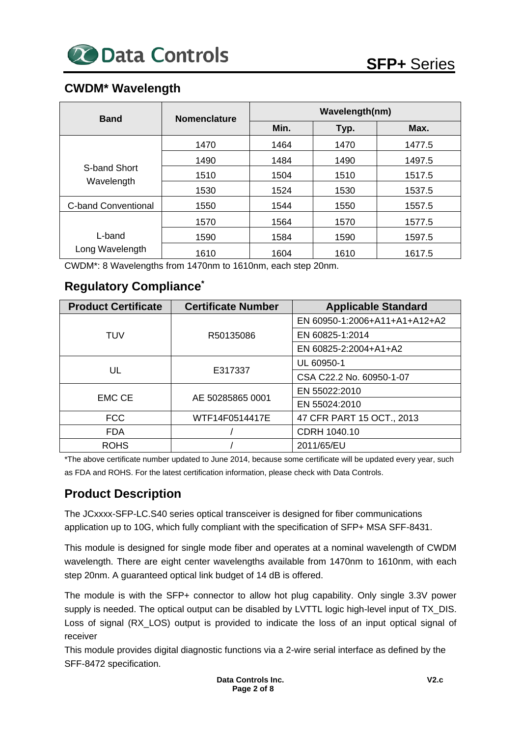## CWDM* Wavelength

| Band | Nomenclature | Wavelength(nm) | | |
|---|---|---|---|---|
| | | Min. | Typ. | Max. |
| S-band Short Wavelength | 1470 | 1464 | 1470 | 1477.5 |
| | 1490 | 1484 | 1490 | 1497.5 |
| | 1510 | 1504 | 1510 | 1517.5 |
| | 1530 | 1524 | 1530 | 1537.5 |
| C-band Conventional | 1550 | 1544 | 1550 | 1557.5 |
| L-band Long Wavelength | 1570 | 1564 | 1570 | 1577.5 |
| | 1590 | 1584 | 1590 | 1597.5 |
| | 1610 | 1604 | 1610 | 1617.5 |

CWDM*: 8 Wavelengths from 1470nm to 1610nm, each step 20nm.

## Regulatory Compliance*

| Product Certificate | Certificate Number | Applicable Standard |
|---|---|---|
| TUV | R50135086 | EN 60950-1:2006+A11+A1+A12+A2 |
| | | EN 60825-1:2014 |
| | | EN 60825-2:2004+A1+A2 |
| UL | E317337 | UL 60950-1 |
| | | CSA C22.2 No. 60950-1-07 |
| EMC CE | AE 50285865 0001 | EN 55022:2010 |
| | | EN 55024:2010 |
| FCC | WTF14F0514417E | 47 CFR PART 15 OCT., 2013 |
| FDA | / | CDRH 1040.10 |
| ROHS | / | 2011/65/EU |

*The above certificate number updated to June 2014, because some certificate will be updated every year, such as FDA and ROHS. For the latest certification information, please check with Data Controls.

## Product Description

The JCxxxx-SFP-LC.S40 series optical transceiver is designed for fiber communications application up to 10G, which fully compliant with the specification of SFP+ MSA SFF-8431.

This module is designed for single mode fiber and operates at a nominal wavelength of CWDM wavelength. There are eight center wavelengths available from 1470nm to 1610nm, with each step 20nm. A guaranteed optical link budget of 14 dB is offered.

The module is with the SFP+ connector to allow hot plug capability. Only single 3.3V power supply is needed. The optical output can be disabled by LVTTL logic high-level input of TX_DIS. Loss of signal (RX_LOS) output is provided to indicate the loss of an input optical signal of receiver

This module provides digital diagnostic functions via a 2-wire serial interface as defined by the SFF-8472 specification.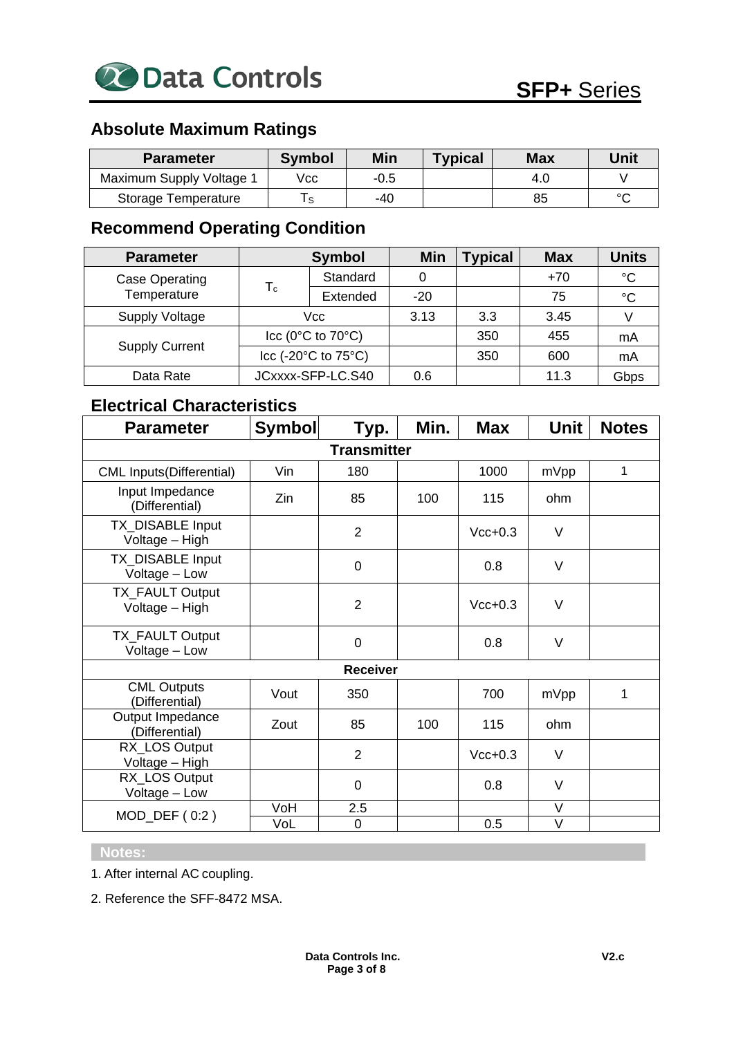## Absolute Maximum Ratings

| Parameter | Symbol | Min | Typical | Max | Unit |
|---|---|---|---|---|---|
| Maximum Supply Voltage 1 | Vcc | -0.5 | | 4.0 | V |
| Storage Temperature | $T_S$ | -40 | | 85 | °C |

## Recommend Operating Condition

| Parameter | Symbol | | Min | Typical | Max | Units |
|---|---|---|---|---|---|---|
| Case Operating Temperature | $T_c$ | Standard | 0 | | +70 | °C |
| | | Extended | -20 | | 75 | °C |
| Supply Voltage | Vcc | | 3.13 | 3.3 | 3.45 | V |
| Supply Current | Icc (0°C to 70°C) | | | 350 | 455 | mA |
| | Icc (-20°C to 75°C) | | | 350 | 600 | mA |
| Data Rate | JCxxxx-SFP-LC.S40 | | 0.6 | | 11.3 | Gbps |

## Electrical Characteristics

| Parameter | Symbol | Typ. | Min. | Max | Unit | Notes |
|---|---|---|---|---|---|---|
| **Transmitter** | | | | | | |
| CML Inputs(Differential) | Vin | 180 | | 1000 | mVpp | 1 |
| Input Impedance (Differential) | Zin | 85 | 100 | 115 | ohm | |
| TX_DISABLE Input Voltage – High | | 2 | | Vcc+0.3 | V | |
| TX_DISABLE Input Voltage – Low | | 0 | | 0.8 | V | |
| TX_FAULT Output Voltage – High | | 2 | | Vcc+0.3 | V | |
| TX_FAULT Output Voltage – Low | | 0 | | 0.8 | V | |
| **Receiver** | | | | | | |
| CML Outputs (Differential) | Vout | 350 | | 700 | mVpp | 1 |
| Output Impedance (Differential) | Zout | 85 | 100 | 115 | ohm | |
| RX_LOS Output Voltage – High | | 2 | | Vcc+0.3 | V | |
| RX_LOS Output Voltage – Low | | 0 | | 0.8 | V | |
| MOD_DEF ( 0:2 ) | VoH | 2.5 | | | V | |
| | VoL | 0 | | 0.5 | V | |

**Notes:**

1. After internal AC coupling.

2. Reference the SFF-8472 MSA.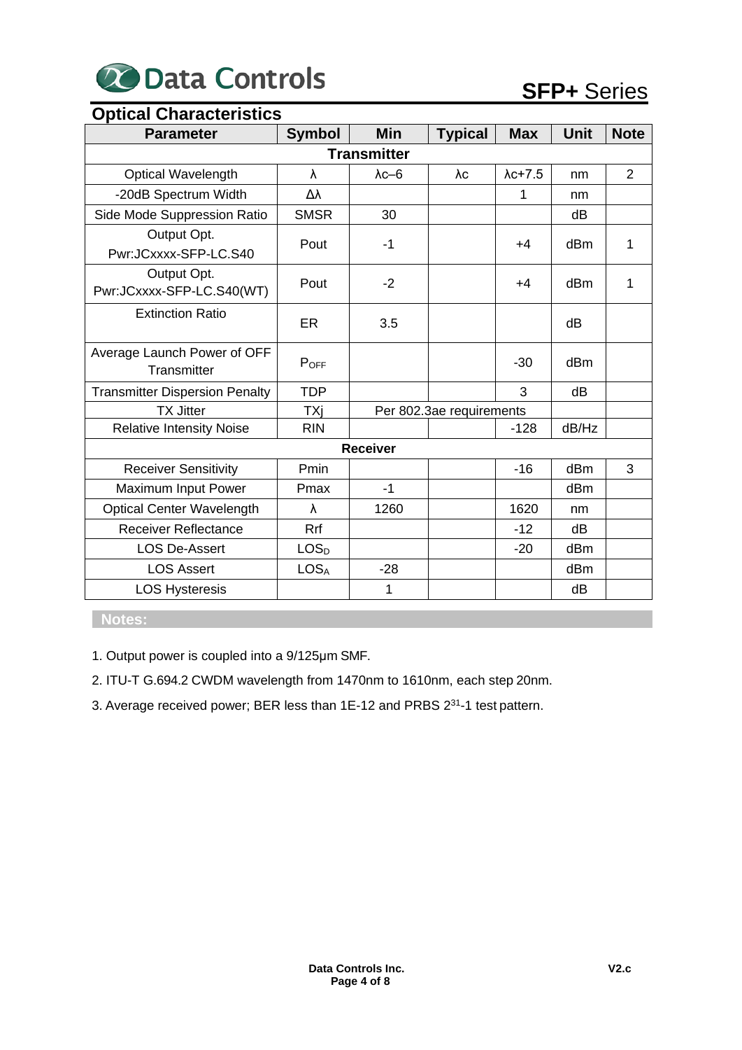## Optical Characteristics

| Parameter | Symbol | Min | Typical | Max | Unit | Note |
|---|---|---|---|---|---|---|
| **Transmitter** | | | | | | |
| Optical Wavelength | λ | λc–6 | λc | λc+7.5 | nm | 2 |
| -20dB Spectrum Width | Δλ | | | 1 | nm | |
| Side Mode Suppression Ratio | SMSR | 30 | | | dB | |
| Output Opt. Pwr:JCxxxx-SFP-LC.S40 | Pout | -1 | | +4 | dBm | 1 |
| Output Opt. Pwr:JCxxxx-SFP-LC.S40(WT) | Pout | -2 | | +4 | dBm | 1 |
| Extinction Ratio | ER | 3.5 | | | dB | |
| Average Launch Power of OFF Transmitter | $P_{OFF}$ | | | -30 | dBm | |
| Transmitter Dispersion Penalty | TDP | | | 3 | dB | |
| TX Jitter | TXj | Per 802.3ae requirements | | | | |
| Relative Intensity Noise | RIN | | | -128 | dB/Hz | |
| **Receiver** | | | | | | |
| Receiver Sensitivity | Pmin | | | -16 | dBm | 3 |
| Maximum Input Power | Pmax | -1 | | | dBm | |
| Optical Center Wavelength | λ | 1260 | | 1620 | nm | |
| Receiver Reflectance | Rrf | | | -12 | dB | |
| LOS De-Assert | $LOS_D$ | | | -20 | dBm | |
| LOS Assert | $LOS_A$ | -28 | | | dBm | |
| LOS Hysteresis | | 1 | | | dB | |

**Notes:**

1. Output power is coupled into a 9/125μm SMF.
2. ITU-T G.694.2 CWDM wavelength from 1470nm to 1610nm, each step 20nm.
3. Average received power; BER less than 1E-12 and PRBS $2^{31}$-1 test pattern.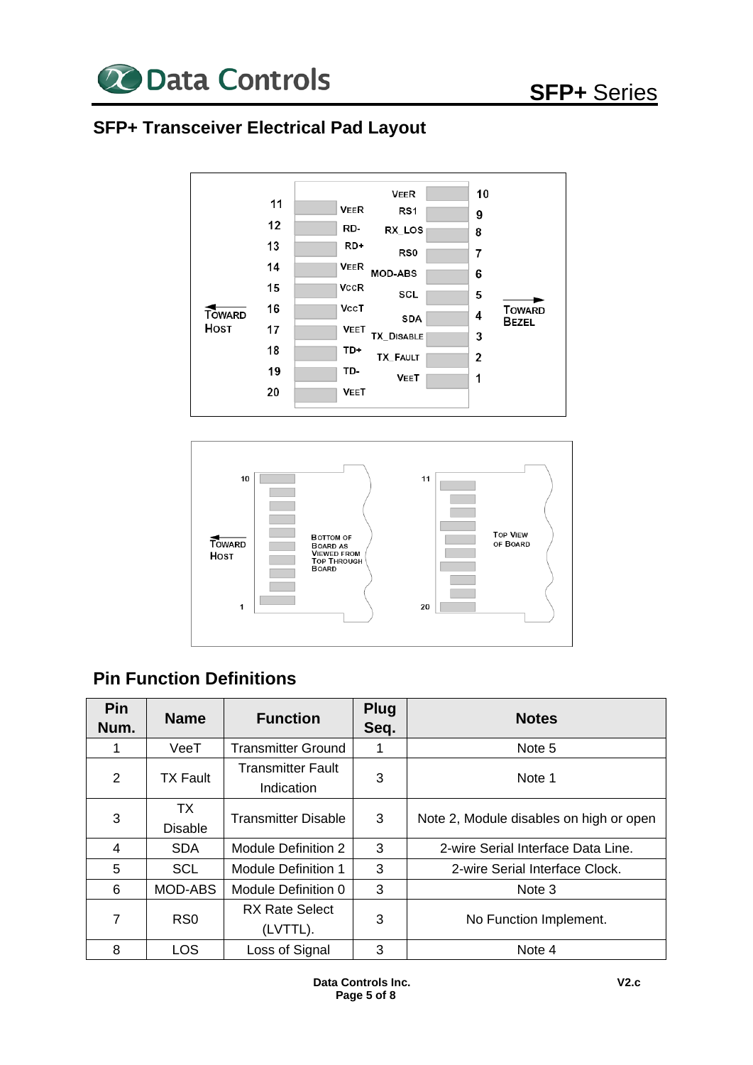## SFP+ Transceiver Electrical Pad Layout

| Pin | Name | Name | Pin |
|---|---|---|---|
| 11 | VEER | VEER | 10 |
| 12 | RD- | RS1 | 9 |
| 13 | RD+ | RX_LOS | 8 |
| 14 | VEER | RS0 | 7 |
| 15 | VCCR | MOD-ABS | 6 |
| 16 | VCCT | SCL | 5 |
| 17 | VEET | SDA | 4 |
| 18 | TD+ | TX_DISABLE | 3 |
| 19 | TD- | TX_FAULT | 2 |
| 20 | VEET | VEET | 1 |

TOWARD HOST ← → TOWARD BEZEL

TOWARD HOST

BOTTOM OF BOARD AS VIEWED FROM TOP THROUGH BOARD (pins 10 to 1)

TOP VIEW OF BOARD (pins 11 to 20)

## Pin Function Definitions

| Pin Num. | Name | Function | Plug Seq. | Notes |
|---|---|---|---|---|
| 1 | VeeT | Transmitter Ground | 1 | Note 5 |
| 2 | TX Fault | Transmitter Fault Indication | 3 | Note 1 |
| 3 | TX Disable | Transmitter Disable | 3 | Note 2, Module disables on high or open |
| 4 | SDA | Module Definition 2 | 3 | 2-wire Serial Interface Data Line. |
| 5 | SCL | Module Definition 1 | 3 | 2-wire Serial Interface Clock. |
| 6 | MOD-ABS | Module Definition 0 | 3 | Note 3 |
| 7 | RS0 | RX Rate Select (LVTTL). | 3 | No Function Implement. |
| 8 | LOS | Loss of Signal | 3 | Note 4 |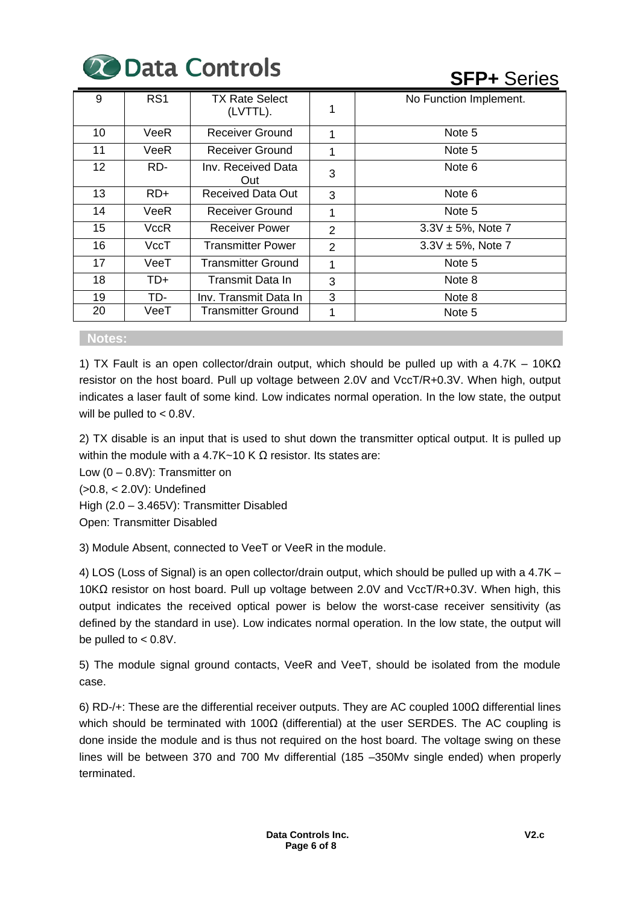| 9 | RS1 | TX Rate Select (LVTTL). | 1 | No Function Implement. |
|---|---|---|---|---|
| 10 | VeeR | Receiver Ground | 1 | Note 5 |
| 11 | VeeR | Receiver Ground | 1 | Note 5 |
| 12 | RD- | Inv. Received Data Out | 3 | Note 6 |
| 13 | RD+ | Received Data Out | 3 | Note 6 |
| 14 | VeeR | Receiver Ground | 1 | Note 5 |
| 15 | VccR | Receiver Power | 2 | 3.3V ± 5%, Note 7 |
| 16 | VccT | Transmitter Power | 2 | 3.3V ± 5%, Note 7 |
| 17 | VeeT | Transmitter Ground | 1 | Note 5 |
| 18 | TD+ | Transmit Data In | 3 | Note 8 |
| 19 | TD- | Inv. Transmit Data In | 3 | Note 8 |
| 20 | VeeT | Transmitter Ground | 1 | Note 5 |

**Notes:**

1) TX Fault is an open collector/drain output, which should be pulled up with a 4.7K – 10KΩ resistor on the host board. Pull up voltage between 2.0V and VccT/R+0.3V. When high, output indicates a laser fault of some kind. Low indicates normal operation. In the low state, the output will be pulled to < 0.8V.

2) TX disable is an input that is used to shut down the transmitter optical output. It is pulled up within the module with a 4.7K~10 K Ω resistor. Its states are:
Low (0 – 0.8V): Transmitter on
(>0.8, < 2.0V): Undefined
High (2.0 – 3.465V): Transmitter Disabled
Open: Transmitter Disabled

3) Module Absent, connected to VeeT or VeeR in the module.

4) LOS (Loss of Signal) is an open collector/drain output, which should be pulled up with a 4.7K – 10KΩ resistor on host board. Pull up voltage between 2.0V and VccT/R+0.3V. When high, this output indicates the received optical power is below the worst-case receiver sensitivity (as defined by the standard in use). Low indicates normal operation. In the low state, the output will be pulled to < 0.8V.

5) The module signal ground contacts, VeeR and VeeT, should be isolated from the module case.

6) RD-/+: These are the differential receiver outputs. They are AC coupled 100Ω differential lines which should be terminated with 100Ω (differential) at the user SERDES. The AC coupling is done inside the module and is thus not required on the host board. The voltage swing on these lines will be between 370 and 700 Mv differential (185 –350Mv single ended) when properly terminated.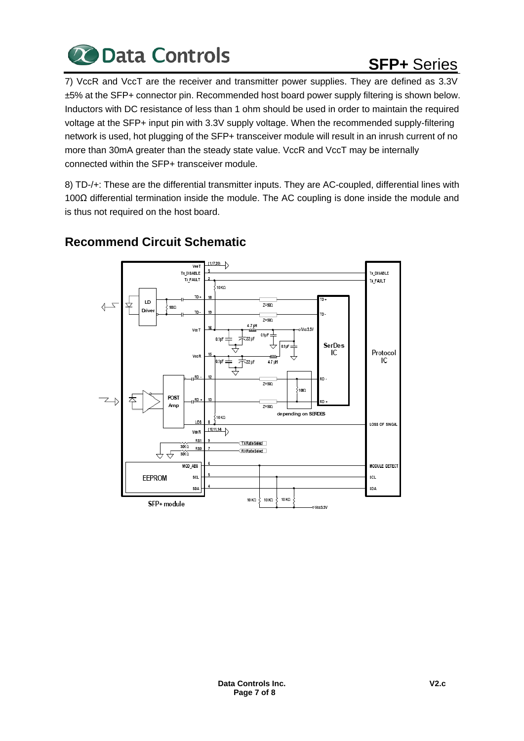7) VccR and VccT are the receiver and transmitter power supplies. They are defined as 3.3V ±5% at the SFP+ connector pin. Recommended host board power supply filtering is shown below. Inductors with DC resistance of less than 1 ohm should be used in order to maintain the required voltage at the SFP+ input pin with 3.3V supply voltage. When the recommended supply-filtering network is used, hot plugging of the SFP+ transceiver module will result in an inrush current of no more than 30mA greater than the steady state value. VccR and VccT may be internally connected within the SFP+ transceiver module.

8) TD-/+: These are the differential transmitter inputs. They are AC-coupled, differential lines with 100Ω differential termination inside the module. The AC coupling is done inside the module and is thus not required on the host board.

## Recommend Circuit Schematic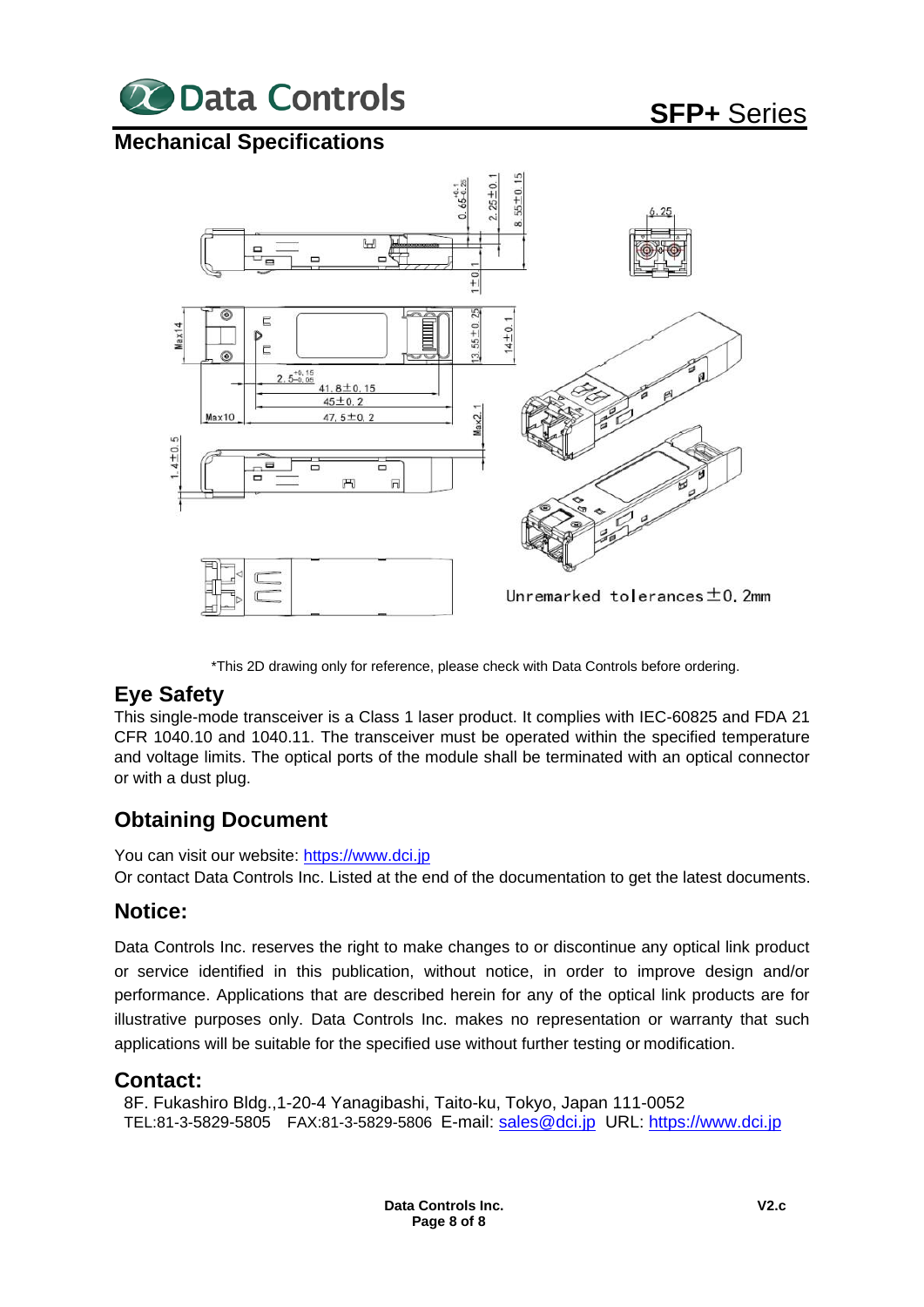## Mechanical Specifications

Unremarked tolerances ±0.2mm

*This 2D drawing only for reference, please check with Data Controls before ordering.

## Eye Safety

This single-mode transceiver is a Class 1 laser product. It complies with IEC-60825 and FDA 21 CFR 1040.10 and 1040.11. The transceiver must be operated within the specified temperature and voltage limits. The optical ports of the module shall be terminated with an optical connector or with a dust plug.

## Obtaining Document

You can visit our website: https://www.dci.jp
Or contact Data Controls Inc. Listed at the end of the documentation to get the latest documents.

## Notice:

Data Controls Inc. reserves the right to make changes to or discontinue any optical link product or service identified in this publication, without notice, in order to improve design and/or performance. Applications that are described herein for any of the optical link products are for illustrative purposes only. Data Controls Inc. makes no representation or warranty that such applications will be suitable for the specified use without further testing or modification.

## Contact:

8F. Fukashiro Bldg.,1-20-4 Yanagibashi, Taito-ku, Tokyo, Japan 111-0052
TEL:81-3-5829-5805 FAX:81-3-5829-5806 E-mail: sales@dci.jp URL: https://www.dci.jp